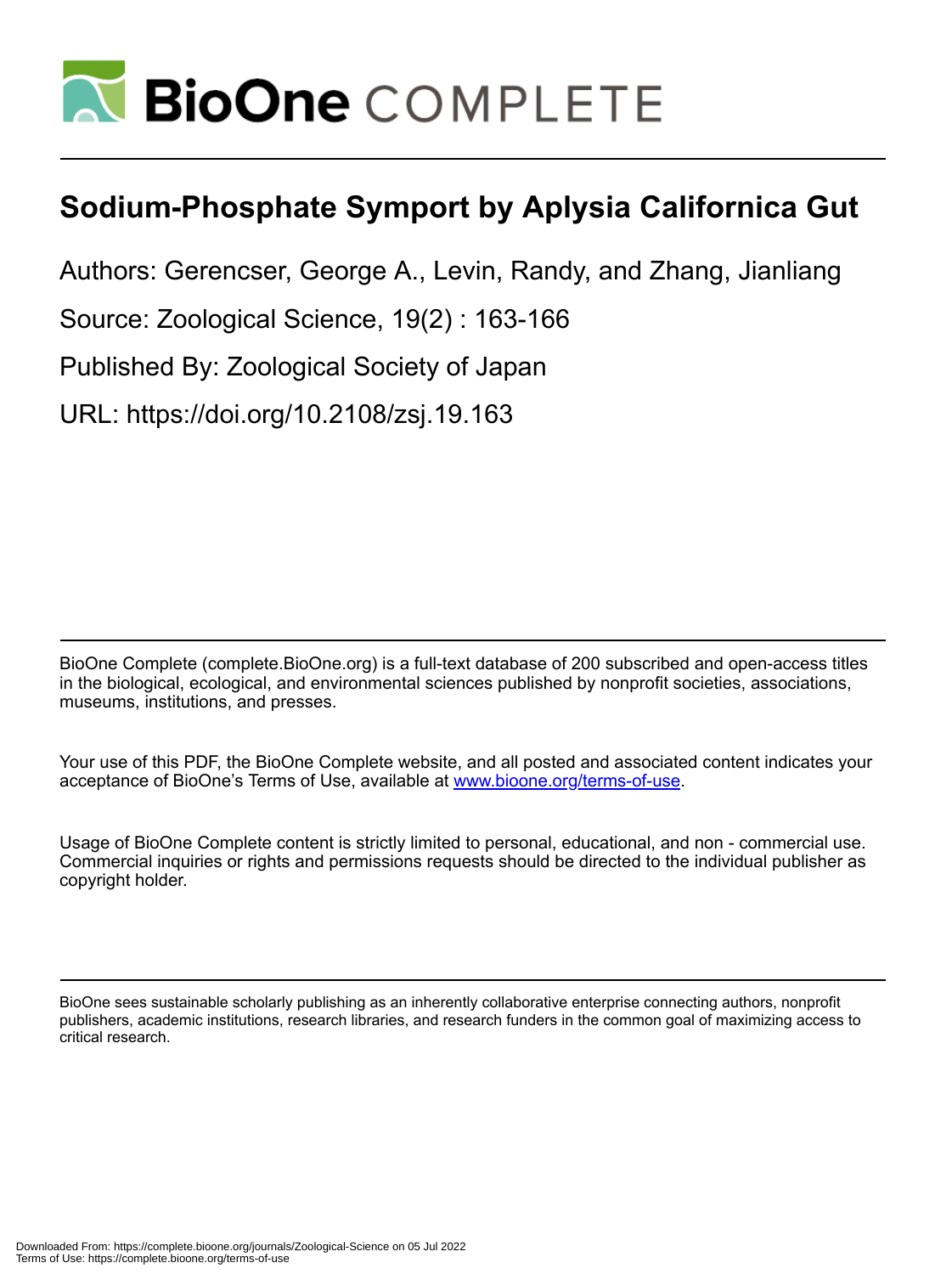# Sodium-Phosphate Symport by Aplysia Californica Gut

Authors: Gerencser, George A., Levin, Randy, and Zhang, Jianliang

Source: Zoological Science, 19(2) : 163-166

Published By: Zoological Society of Japan

URL: https://doi.org/10.2108/zsj.19.163

BioOne Complete (complete.BioOne.org) is a full-text database of 200 subscribed and open-access titles in the biological, ecological, and environmental sciences published by nonprofit societies, associations, museums, institutions, and presses.

Your use of this PDF, the BioOne Complete website, and all posted and associated content indicates your acceptance of BioOne's Terms of Use, available at www.bioone.org/terms-of-use.

Usage of BioOne Complete content is strictly limited to personal, educational, and non - commercial use. Commercial inquiries or rights and permissions requests should be directed to the individual publisher as copyright holder.

BioOne sees sustainable scholarly publishing as an inherently collaborative enterprise connecting authors, nonprofit publishers, academic institutions, research libraries, and research funders in the common goal of maximizing access to critical research.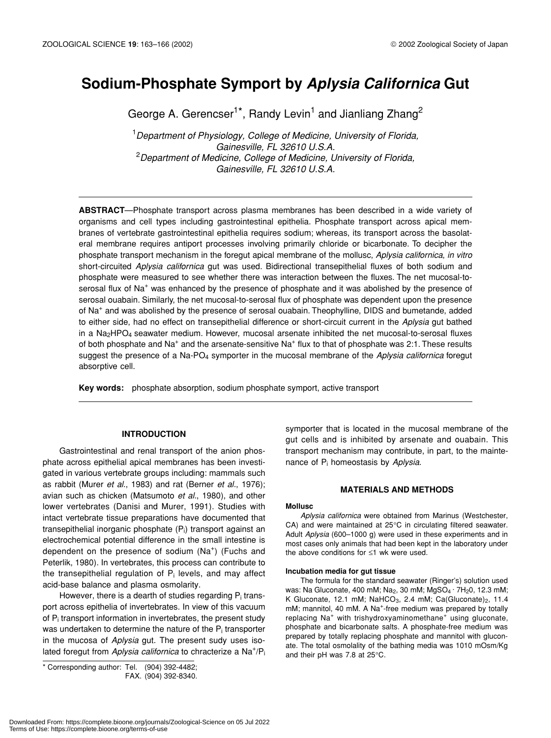# Sodium-Phosphate Symport by *Aplysia Californica* Gut

George A. Gerencser[1]*, Randy Levin[1] and Jianliang Zhang[2]

[1]*Department of Physiology, College of Medicine, University of Florida, Gainesville, FL 32610 U.S.A.*
[2]*Department of Medicine, College of Medicine, University of Florida, Gainesville, FL 32610 U.S.A.*

**ABSTRACT**—Phosphate transport across plasma membranes has been described in a wide variety of organisms and cell types including gastrointestinal epithelia. Phosphate transport across apical membranes of vertebrate gastrointestinal epithelia requires sodium; whereas, its transport across the basolateral membrane requires antiport processes involving primarily chloride or bicarbonate. To decipher the phosphate transport mechanism in the foregut apical membrane of the mollusc, *Aplysia californica*, *in vitro* short-circuited *Aplysia californica* gut was used. Bidirectional transepithelial fluxes of both sodium and phosphate were measured to see whether there was interaction between the fluxes. The net mucosal-to-serosal flux of $Na^+$ was enhanced by the presence of phosphate and it was abolished by the presence of serosal ouabain. Similarly, the net mucosal-to-serosal flux of phosphate was dependent upon the presence of $Na^+$ and was abolished by the presence of serosal ouabain. Theophylline, DIDS and bumetande, added to either side, had no effect on transepithelial difference or short-circuit current in the *Aplysia* gut bathed in a $Na_2HPO_4$ seawater medium. However, mucosal arsenate inhibited the net mucosal-to-serosal fluxes of both phosphate and $Na^+$ and the arsenate-sensitive $Na^+$ flux to that of phosphate was 2:1. These results suggest the presence of a Na-$PO_4$ symporter in the mucosal membrane of the *Aplysia californica* foregut absorptive cell.

**Key words:** phosphate absorption, sodium phosphate symport, active transport

## INTRODUCTION

Gastrointestinal and renal transport of the anion phosphate across epithelial apical membranes has been investigated in various vertebrate groups including: mammals such as rabbit (Murer *et al*., 1983) and rat (Berner *et al*., 1976); avian such as chicken (Matsumoto *et al*., 1980), and other lower vertebrates (Danisi and Murer, 1991). Studies with intact vertebrate tissue preparations have documented that transepithelial inorganic phosphate ($P_i$) transport against an electrochemical potential difference in the small intestine is dependent on the presence of sodium ($Na^+$) (Fuchs and Peterlik, 1980). In vertebrates, this process can contribute to the transepithelial regulation of $P_i$ levels, and may affect acid-base balance and plasma osmolarity.

However, there is a dearth of studies regarding $P_i$ transport across epithelia of invertebrates. In view of this vacuum of $P_i$ transport information in invertebrates, the present study was undertaken to determine the nature of the $P_i$ transporter in the mucosa of *Aplysia* gut. The present sudy uses isolated foregut from *Aplysia californica* to chracterize a $Na^+/P_i$ symporter that is located in the mucosal membrane of the gut cells and is inhibited by arsenate and ouabain. This transport mechanism may contribute, in part, to the maintenance of $P_i$ homeostasis by *Aplysia*.

\* Corresponding author: Tel. (904) 392-4482;
FAX. (904) 392-8340.

## MATERIALS AND METHODS

### Mollusc

*Aplysia californica* were obtained from Marinus (Westchester, CA) and were maintained at 25°C in circulating filtered seawater. Adult *Aplysia* (600–1000 g) were used in these experiments and in most cases only animals that had been kept in the laboratory under the above conditions for ≤1 wk were used.

### Incubation media for gut tissue

The formula for the standard seawater (Ringer's) solution used was: Na Gluconate, 400 mM; $Na_2$, 30 mM; $MgSO_4 \cdot 7H_20$, 12.3 mM; K Gluconate, 12.1 mM; $NaHCO_3$, 2.4 mM; $Ca(Gluconate)_2$, 11.4 mM; mannitol, 40 mM. A $Na^+$-free medium was prepared by totally replacing $Na^+$ with trishydroxyaminomethane$^+$ using gluconate, phosphate and bicarbonate salts. A phosphate-free medium was prepared by totally replacing phosphate and mannitol with gluconate. The total osmolality of the bathing media was 1010 mOsm/Kg and their pH was 7.8 at 25°C.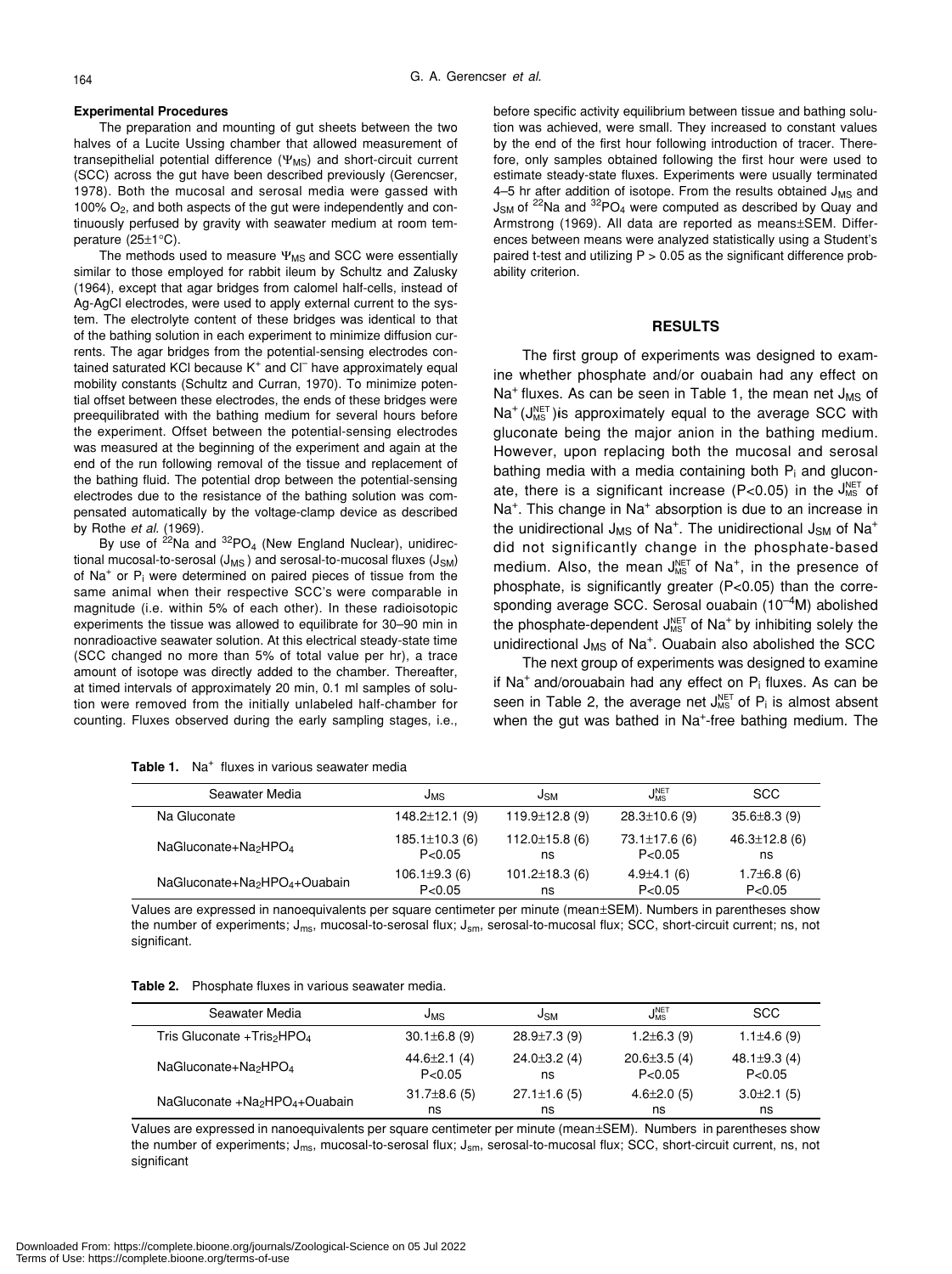### Experimental Procedures

The preparation and mounting of gut sheets between the two halves of a Lucite Ussing chamber that allowed measurement of transepithelial potential difference ($\Psi_{MS}$) and short-circuit current (SCC) across the gut have been described previously (Gerencser, 1978). Both the mucosal and serosal media were gassed with 100% $O_2$, and both aspects of the gut were independently and continuously perfused by gravity with seawater medium at room temperature (25±1°C).

The methods used to measure $\Psi_{MS}$ and SCC were essentially similar to those employed for rabbit ileum by Schultz and Zalusky (1964), except that agar bridges from calomel half-cells, instead of Ag-AgCl electrodes, were used to apply external current to the system. The electrolyte content of these bridges was identical to that of the bathing solution in each experiment to minimize diffusion currents. The agar bridges from the potential-sensing electrodes contained saturated KCl because $K^+$ and $Cl^-$ have approximately equal mobility constants (Schultz and Curran, 1970). To minimize potential offset between these electrodes, the ends of these bridges were preequilibrated with the bathing medium for several hours before the experiment. Offset between the potential-sensing electrodes was measured at the beginning of the experiment and again at the end of the run following removal of the tissue and replacement of the bathing fluid. The potential drop between the potential-sensing electrodes due to the resistance of the bathing solution was compensated automatically by the voltage-clamp device as described by Rothe *et al.* (1969).

By use of $^{22}Na$ and $^{32}PO_4$ (New England Nuclear), unidirectional mucosal-to-serosal ($J_{MS}$) and serosal-to-mucosal fluxes ($J_{SM}$) of $Na^+$ or $P_i$ were determined on paired pieces of tissue from the same animal when their respective SCC's were comparable in magnitude (i.e. within 5% of each other). In these radioisotopic experiments the tissue was allowed to equilibrate for 30–90 min in nonradioactive seawater solution. At this electrical steady-state time (SCC changed no more than 5% of total value per hr), a trace amount of isotope was directly added to the chamber. Thereafter, at timed intervals of approximately 20 min, 0.1 ml samples of solution were removed from the initially unlabeled half-chamber for counting. Fluxes observed during the early sampling stages, i.e., before specific activity equilibrium between tissue and bathing solution was achieved, were small. They increased to constant values by the end of the first hour following introduction of tracer. Therefore, only samples obtained following the first hour were used to estimate steady-state fluxes. Experiments were usually terminated 4–5 hr after addition of isotope. From the results obtained $J_{MS}$ and $J_{SM}$ of $^{22}Na$ and $^{32}PO_4$ were computed as described by Quay and Armstrong (1969). All data are reported as means±SEM. Differences between means were analyzed statistically using a Student's paired t-test and utilizing P > 0.05 as the significant difference probability criterion.

## RESULTS

The first group of experiments was designed to examine whether phosphate and/or ouabain had any effect on $Na^+$ fluxes. As can be seen in Table 1, the mean net $J_{MS}$ of $Na^+$ ($J_{MS}^{NET}$) is approximately equal to the average SCC with gluconate being the major anion in the bathing medium. However, upon replacing both the mucosal and serosal bathing media with a media containing both $P_i$ and gluconate, there is a significant increase (P<0.05) in the $J_{MS}^{NET}$ of $Na^+$. This change in $Na^+$ absorption is due to an increase in the unidirectional $J_{MS}$ of $Na^+$. The unidirectional $J_{SM}$ of $Na^+$ did not significantly change in the phosphate-based medium. Also, the mean $J_{MS}^{NET}$ of $Na^+$, in the presence of phosphate, is significantly greater (P<0.05) than the corresponding average SCC. Serosal ouabain ($10^{-4}$M) abolished the phosphate-dependent $J_{MS}^{NET}$ of $Na^+$ by inhibiting solely the unidirectional $J_{MS}$ of $Na^+$. Ouabain also abolished the SCC

The next group of experiments was designed to examine if $Na^+$ and/orouabain had any effect on $P_i$ fluxes. As can be seen in Table 2, the average net $J_{MS}^{NET}$ of $P_i$ is almost absent when the gut was bathed in $Na^+$-free bathing medium. The

**Table 1.** $Na^+$ fluxes in various seawater media

| Seawater Media | $J_{MS}$ | $J_{SM}$ | $J_{MS}^{NET}$ | SCC |
|---|---|---|---|---|
| Na Gluconate | 148.2±12.1 (9) | 119.9±12.8 (9) | 28.3±10.6 (9) | 35.6±8.3 (9) |
| NaGluconate+$Na_2HPO_4$ | 185.1±10.3 (6) P<0.05 | 112.0±15.8 (6) ns | 73.1±17.6 (6) P<0.05 | 46.3±12.8 (6) ns |
| NaGluconate+$Na_2HPO_4$+Ouabain | 106.1±9.3 (6) P<0.05 | 101.2±18.3 (6) ns | 4.9±4.1 (6) P<0.05 | 1.7±6.8 (6) P<0.05 |

Values are expressed in nanoequivalents per square centimeter per minute (mean±SEM). Numbers in parentheses show the number of experiments; $J_{ms}$, mucosal-to-serosal flux; $J_{sm}$, serosal-to-mucosal flux; SCC, short-circuit current; ns, not significant.

**Table 2.** Phosphate fluxes in various seawater media.

| Seawater Media | $J_{MS}$ | $J_{SM}$ | $J_{MS}^{NET}$ | SCC |
|---|---|---|---|---|
| Tris Gluconate +$Tris_2HPO_4$ | 30.1±6.8 (9) | 28.9±7.3 (9) | 1.2±6.3 (9) | 1.1±4.6 (9) |
| NaGluconate+$Na_2HPO_4$ | 44.6±2.1 (4) P<0.05 | 24.0±3.2 (4) ns | 20.6±3.5 (4) P<0.05 | 48.1±9.3 (4) P<0.05 |
| NaGluconate +$Na_2HPO_4$+Ouabain | 31.7±8.6 (5) ns | 27.1±1.6 (5) ns | 4.6±2.0 (5) ns | 3.0±2.1 (5) ns |

Values are expressed in nanoequivalents per square centimeter per minute (mean±SEM). Numbers in parentheses show the number of experiments; $J_{ms}$, mucosal-to-serosal flux; $J_{sm}$, serosal-to-mucosal flux; SCC, short-circuit current, ns, not significant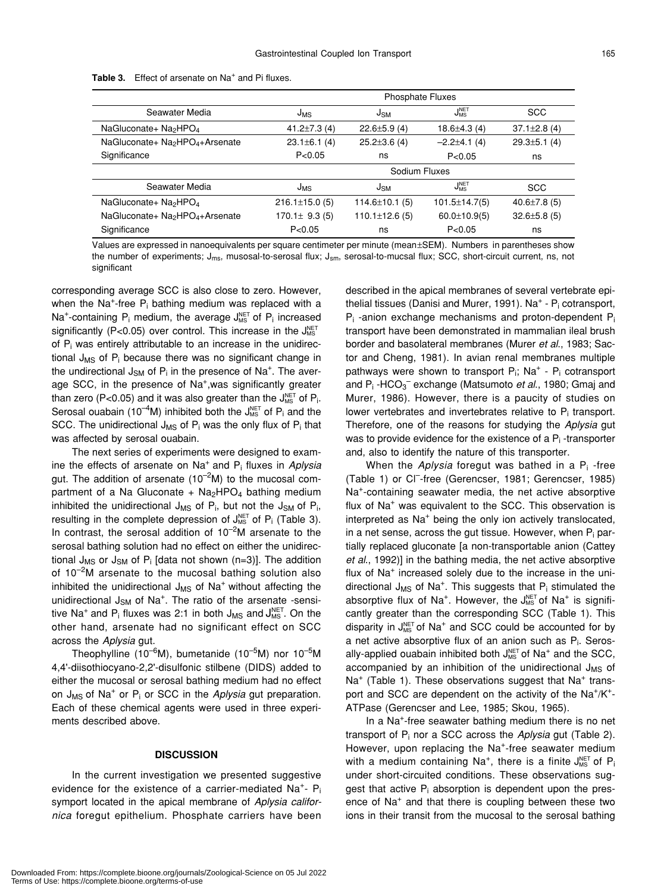**Table 3.** Effect of arsenate on $Na^+$ and Pi fluxes.

| Seawater Media | Phosphate Fluxes | | | |
|---|---|---|---|---|
| | $J_{MS}$ | $J_{SM}$ | $J_{MS}^{NET}$ | SCC |
| NaGluconate+ $Na_2HPO_4$ | 41.2±7.3 (4) | 22.6±5.9 (4) | 18.6±4.3 (4) | 37.1±2.8 (4) |
| NaGluconate+ $Na_2HPO_4$+Arsenate | 23.1±6.1 (4) | 25.2±3.6 (4) | −2.2±4.1 (4) | 29.3±5.1 (4) |
| Significance | P<0.05 | ns | P<0.05 | ns |
| | Sodium Fluxes | | | |
| Seawater Media | $J_{MS}$ | $J_{SM}$ | $J_{MS}^{NET}$ | SCC |
| NaGluconate+ $Na_2HPO_4$ | 216.1±15.0 (5) | 114.6±10.1 (5) | 101.5±14.7(5) | 40.6±7.8 (5) |
| NaGluconate+ $Na_2HPO_4$+Arsenate | 170.1± 9.3 (5) | 110.1±12.6 (5) | 60.0±10.9(5) | 32.6±5.8 (5) |
| Significance | P<0.05 | ns | P<0.05 | ns |

Values are expressed in nanoequivalents per square centimeter per minute (mean±SEM). Numbers in parentheses show the number of experiments; $J_{ms}$, musosal-to-serosal flux; $J_{sm}$, serosal-to-mucsal flux; SCC, short-circuit current, ns, not significant

corresponding average SCC is also close to zero. However, when the $Na^+$-free $P_i$ bathing medium was replaced with a $Na^+$-containing $P_i$ medium, the average $J_{MS}^{NET}$ of $P_i$ increased significantly ($P<0.05$) over control. This increase in the $J_{MS}^{NET}$ of $P_i$ was entirely attributable to an increase in the unidirectional $J_{MS}$ of $P_i$ because there was no significant change in the undirectional $J_{SM}$ of $P_i$ in the presence of $Na^+$. The average SCC, in the presence of $Na^+$,was significantly greater than zero ($P<0.05$) and it was also greater than the $J_{MS}^{NET}$ of $P_i$. Serosal ouabain ($10^{-4}$M) inhibited both the $J_{MS}^{NET}$ of $P_i$ and the SCC. The unidirectional $J_{MS}$ of $P_i$ was the only flux of $P_i$ that was affected by serosal ouabain.

The next series of experiments were designed to examine the effects of arsenate on $Na^+$ and $P_i$ fluxes in *Aplysia* gut. The addition of arsenate ($10^{-2}$M) to the mucosal compartment of a Na Gluconate + $Na_2HPO_4$ bathing medium inhibited the unidirectional $J_{MS}$ of $P_i$, but not the $J_{SM}$ of $P_i$, resulting in the complete depression of $J_{MS}^{NET}$ of $P_i$ (Table 3). In contrast, the serosal addition of $10^{-2}$M arsenate to the serosal bathing solution had no effect on either the unidirectional $J_{MS}$ or $J_{SM}$ of $P_i$ [data not shown (n=3)]. The addition of $10^{-2}$M arsenate to the mucosal bathing solution also inhibited the unidirectional $J_{MS}$ of $Na^+$ without affecting the unidirectional $J_{SM}$ of $Na^+$. The ratio of the arsenate -sensitive $Na^+$ and $P_i$ fluxes was 2:1 in both $J_{MS}$ and $J_{MS}^{NET}$. On the other hand, arsenate had no significant effect on SCC across the *Aplysia* gut.

Theophylline ($10^{-6}$M), bumetanide ($10^{-5}$M) nor $10^{-5}$M 4,4'-diisothiocyano-2,2'-disulfonic stilbene (DIDS) added to either the mucosal or serosal bathing medium had no effect on $J_{MS}$ of $Na^+$ or $P_i$ or SCC in the *Aplysia* gut preparation. Each of these chemical agents were used in three experiments described above.

## DISCUSSION

In the current investigation we presented suggestive evidence for the existence of a carrier-mediated $Na^+$- $P_i$ symport located in the apical membrane of *Aplysia californica* foregut epithelium. Phosphate carriers have been described in the apical membranes of several vertebrate epithelial tissues (Danisi and Murer, 1991). $Na^+$ - $P_i$ cotransport, $P_i$ -anion exchange mechanisms and proton-dependent $P_i$ transport have been demonstrated in mammalian ileal brush border and basolateral membranes (Murer *et al.*, 1983; Sactor and Cheng, 1981). In avian renal membranes multiple pathways were shown to transport $P_i$; $Na^+$ - $P_i$ cotransport and $P_i$ -$HCO_3^-$ exchange (Matsumoto *et al.*, 1980; Gmaj and Murer, 1986). However, there is a paucity of studies on lower vertebrates and invertebrates relative to $P_i$ transport. Therefore, one of the reasons for studying the *Aplysia* gut was to provide evidence for the existence of a $P_i$ -transporter and, also to identify the nature of this transporter.

When the *Aplysia* foregut was bathed in a $P_i$ -free (Table 1) or $Cl^-$-free (Gerencser, 1981; Gerencser, 1985) $Na^+$-containing seawater media, the net active absorptive flux of $Na^+$ was equivalent to the SCC. This observation is interpreted as $Na^+$ being the only ion actively translocated, in a net sense, across the gut tissue. However, when $P_i$ partially replaced gluconate [a non-transportable anion (Cattey *et al.*, 1992)] in the bathing media, the net active absorptive flux of $Na^+$ increased solely due to the increase in the unidirectional $J_{MS}$ of $Na^+$. This suggests that $P_i$ stimulated the absorptive flux of $Na^+$. However, the $J_{MS}^{NET}$ of $Na^+$ is significantly greater than the corresponding SCC (Table 1). This disparity in $J_{MS}^{NET}$ of $Na^+$ and SCC could be accounted for by a net active absorptive flux of an anion such as $P_i$. Serosally-applied ouabain inhibited both $J_{MS}^{NET}$ of $Na^+$ and the SCC, accompanied by an inhibition of the unidirectional $J_{MS}$ of $Na^+$ (Table 1). These observations suggest that $Na^+$ transport and SCC are dependent on the activity of the $Na^+$/$K^+$-ATPase (Gerencser and Lee, 1985; Skou, 1965).

In a $Na^+$-free seawater bathing medium there is no net transport of $P_i$ nor a SCC across the *Aplysia* gut (Table 2). However, upon replacing the $Na^+$-free seawater medium with a medium containing $Na^+$, there is a finite $J_{MS}^{NET}$ of $P_i$ under short-circuited conditions. These observations suggest that active $P_i$ absorption is dependent upon the presence of $Na^+$ and that there is coupling between these two ions in their transit from the mucosal to the serosal bathing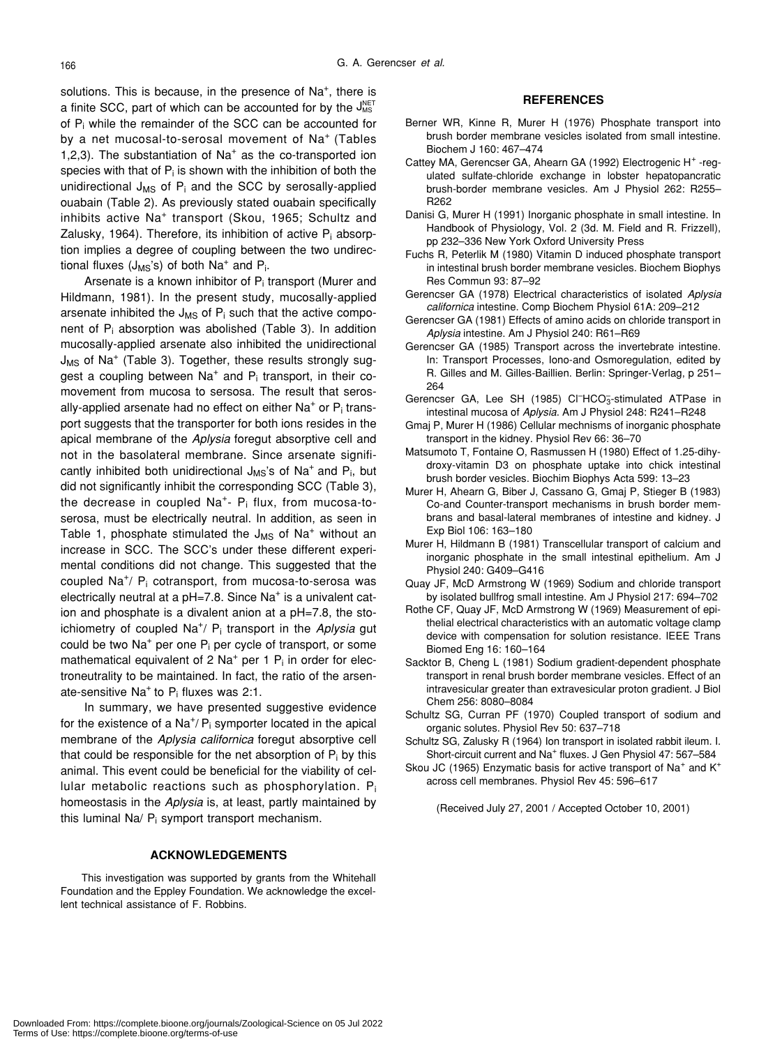solutions. This is because, in the presence of $Na^+$, there is a finite SCC, part of which can be accounted for by the $J_{MS}^{NET}$ of $P_i$ while the remainder of the SCC can be accounted for by a net mucosal-to-serosal movement of $Na^+$ (Tables 1,2,3). The substantiation of $Na^+$ as the co-transported ion species with that of $P_i$ is shown with the inhibition of both the unidirectional $J_{MS}$ of $P_i$ and the SCC by serosally-applied ouabain (Table 2). As previously stated ouabain specifically inhibits active $Na^+$ transport (Skou, 1965; Schultz and Zalusky, 1964). Therefore, its inhibition of active $P_i$ absorption implies a degree of coupling between the two undirectional fluxes ($J_{MS}$'s) of both $Na^+$ and $P_i$.

Arsenate is a known inhibitor of $P_i$ transport (Murer and Hildmann, 1981). In the present study, mucosally-applied arsenate inhibited the $J_{MS}$ of $P_i$ such that the active component of $P_i$ absorption was abolished (Table 3). In addition mucosally-applied arsenate also inhibited the unidirectional $J_{MS}$ of $Na^+$ (Table 3). Together, these results strongly suggest a coupling between $Na^+$ and $P_i$ transport, in their comovement from mucosa to sersosa. The result that serosally-applied arsenate had no effect on either $Na^+$ or $P_i$ transport suggests that the transporter for both ions resides in the apical membrane of the *Aplysia* foregut absorptive cell and not in the basolateral membrane. Since arsenate significantly inhibited both unidirectional $J_{MS}$'s of $Na^+$ and $P_i$, but did not significantly inhibit the corresponding SCC (Table 3), the decrease in coupled $Na^+$- $P_i$ flux, from mucosa-to-serosa, must be electrically neutral. In addition, as seen in Table 1, phosphate stimulated the $J_{MS}$ of $Na^+$ without an increase in SCC. The SCC's under these different experimental conditions did not change. This suggested that the coupled $Na^+$/ $P_i$ cotransport, from mucosa-to-serosa was electrically neutral at a pH=7.8. Since $Na^+$ is a univalent cation and phosphate is a divalent anion at a pH=7.8, the stoichiometry of coupled $Na^+$/ $P_i$ transport in the *Aplysia* gut could be two $Na^+$ per one $P_i$ per cycle of transport, or some mathematical equivalent of 2 $Na^+$ per 1 $P_i$ in order for electroneutrality to be maintained. In fact, the ratio of the arsenate-sensitive $Na^+$ to $P_i$ fluxes was 2:1.

In summary, we have presented suggestive evidence for the existence of a $Na^+$/ $P_i$ symporter located in the apical membrane of the *Aplysia californica* foregut absorptive cell that could be responsible for the net absorption of $P_i$ by this animal. This event could be beneficial for the viability of cellular metabolic reactions such as phosphorylation. $P_i$ homeostasis in the *Aplysia* is, at least, partly maintained by this luminal Na/ $P_i$ symport transport mechanism.

## ACKNOWLEDGEMENTS

This investigation was supported by grants from the Whitehall Foundation and the Eppley Foundation. We acknowledge the excellent technical assistance of F. Robbins.

## REFERENCES

Berner WR, Kinne R, Murer H (1976) Phosphate transport into brush border membrane vesicles isolated from small intestine. Biochem J 160: 467–474

Cattey MA, Gerencser GA, Ahearn GA (1992) Electrogenic $H^+$ -regulated sulfate-chloride exchange in lobster hepatopancratic brush-border membrane vesicles. Am J Physiol 262: R255–R262

Danisi G, Murer H (1991) Inorganic phosphate in small intestine. In Handbook of Physiology, Vol. 2 (3d. M. Field and R. Frizzell), pp 232–336 New York Oxford University Press

Fuchs R, Peterlik M (1980) Vitamin D induced phosphate transport in intestinal brush border membrane vesicles. Biochem Biophys Res Commun 93: 87–92

Gerencser GA (1978) Electrical characteristics of isolated *Aplysia californica* intestine. Comp Biochem Physiol 61A: 209–212

Gerencser GA (1981) Effects of amino acids on chloride transport in *Aplysia* intestine. Am J Physiol 240: R61–R69

Gerencser GA (1985) Transport across the invertebrate intestine. In: Transport Processes, Iono-and Osmoregulation, edited by R. Gilles and M. Gilles-Baillien. Berlin: Springer-Verlag, p 251–264

Gerencser GA, Lee SH (1985) $Cl^-HCO_3^-$-stimulated ATPase in intestinal mucosa of *Aplysia*. Am J Physiol 248: R241–R248

Gmaj P, Murer H (1986) Cellular mechnisms of inorganic phosphate transport in the kidney. Physiol Rev 66: 36–70

Matsumoto T, Fontaine O, Rasmussen H (1980) Effect of 1.25-dihydroxy-vitamin D3 on phosphate uptake into chick intestinal brush border vesicles. Biochim Biophys Acta 599: 13–23

Murer H, Ahearn G, Biber J, Cassano G, Gmaj P, Stieger B (1983) Co-and Counter-transport mechanisms in brush border membrans and basal-lateral membranes of intestine and kidney. J Exp Biol 106: 163–180

Murer H, Hildmann B (1981) Transcellular transport of calcium and inorganic phosphate in the small intestinal epithelium. Am J Physiol 240: G409–G416

Quay JF, McD Armstrong W (1969) Sodium and chloride transport by isolated bullfrog small intestine. Am J Physiol 217: 694–702

Rothe CF, Quay JF, McD Armstrong W (1969) Measurement of epithelial electrical characteristics with an automatic voltage clamp device with compensation for solution resistance. IEEE Trans Biomed Eng 16: 160–164

Sacktor B, Cheng L (1981) Sodium gradient-dependent phosphate transport in renal brush border membrane vesicles. Effect of an intravesicular greater than extravesicular proton gradient. J Biol Chem 256: 8080–8084

Schultz SG, Curran PF (1970) Coupled transport of sodium and organic solutes. Physiol Rev 50: 637–718

Schultz SG, Zalusky R (1964) Ion transport in isolated rabbit ileum. I. Short-circuit current and $Na^+$ fluxes. J Gen Physiol 47: 567–584

Skou JC (1965) Enzymatic basis for active transport of $Na^+$ and $K^+$ across cell membranes. Physiol Rev 45: 596–617

(Received July 27, 2001 / Accepted October 10, 2001)